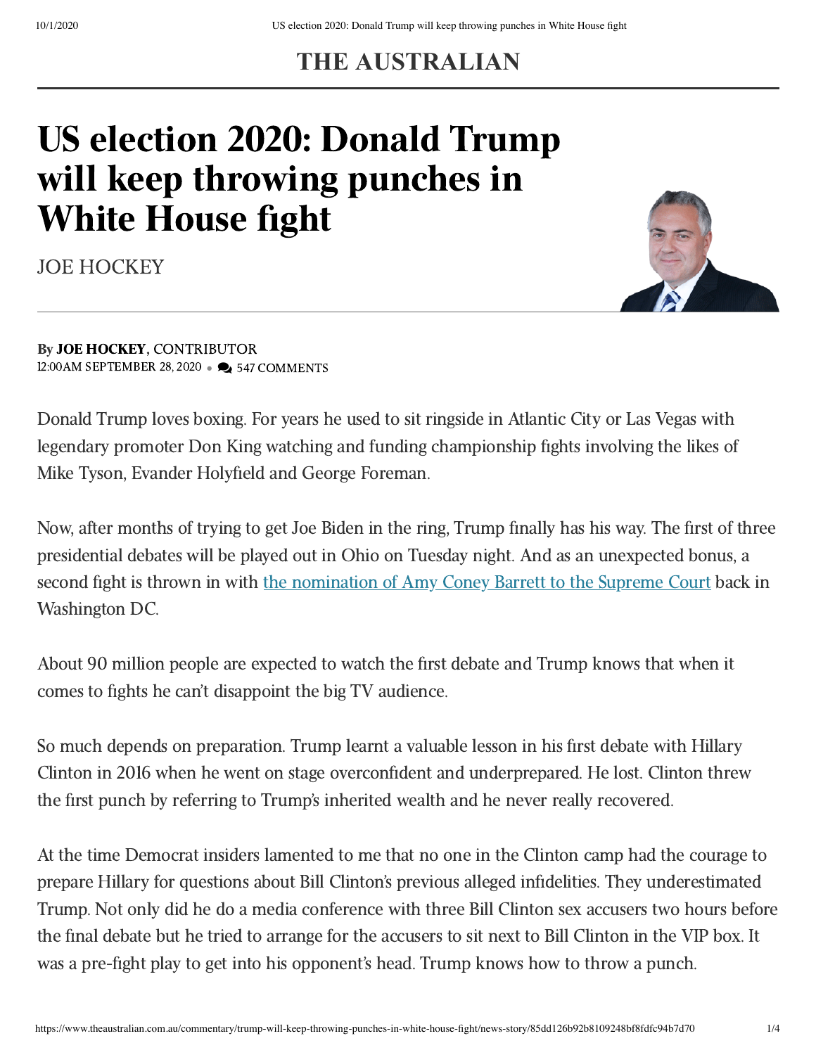THE AUSTRALIAN

# US election 2020: Donald Trump will keep throwing punches in White House fight

JOE HOCKEY

By **JOE HOCKEY**, CONTRIBUTOR
12:00AM SEPTEMBER 28, 2020 • 547 COMMENTS

Donald Trump loves boxing. For years he used to sit ringside in Atlantic City or Las Vegas with legendary promoter Don King watching and funding championship fights involving the likes of Mike Tyson, Evander Holyfield and George Foreman.

Now, after months of trying to get Joe Biden in the ring, Trump finally has his way. The first of three presidential debates will be played out in Ohio on Tuesday night. And as an unexpected bonus, a second fight is thrown in with [the nomination of Amy Coney Barrett to the Supreme Court](https://www.theaustralian.com.au) back in Washington DC.

About 90 million people are expected to watch the first debate and Trump knows that when it comes to fights he can't disappoint the big TV audience.

So much depends on preparation. Trump learnt a valuable lesson in his first debate with Hillary Clinton in 2016 when he went on stage overconfident and underprepared. He lost. Clinton threw the first punch by referring to Trump's inherited wealth and he never really recovered.

At the time Democrat insiders lamented to me that no one in the Clinton camp had the courage to prepare Hillary for questions about Bill Clinton's previous alleged infidelities. They underestimated Trump. Not only did he do a media conference with three Bill Clinton sex accusers two hours before the final debate but he tried to arrange for the accusers to sit next to Bill Clinton in the VIP box. It was a pre-fight play to get into his opponent's head. Trump knows how to throw a punch.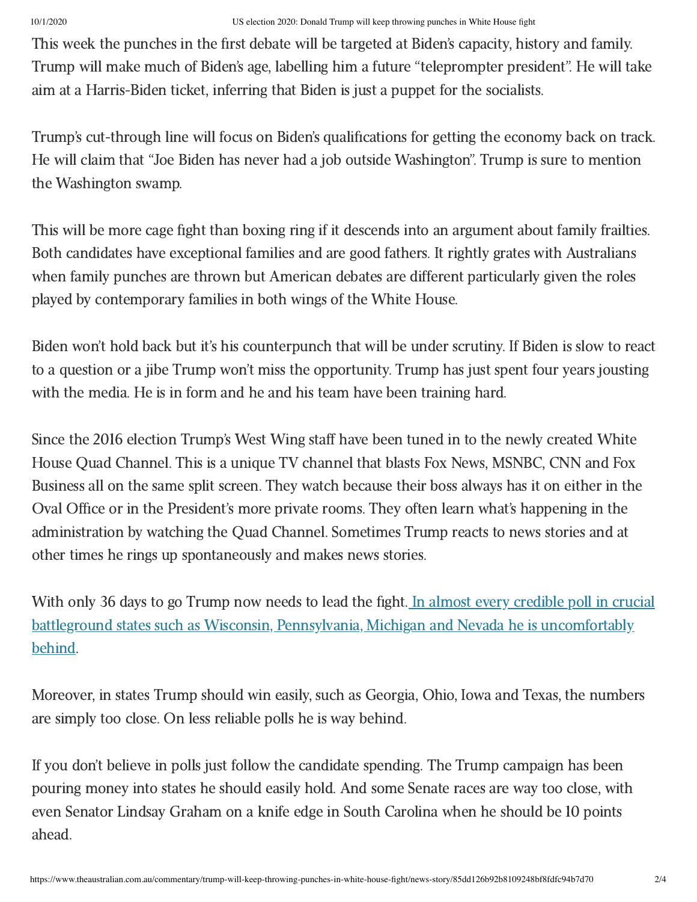This week the punches in the first debate will be targeted at Biden's capacity, history and family. Trump will make much of Biden's age, labelling him a future "teleprompter president". He will take aim at a Harris-Biden ticket, inferring that Biden is just a puppet for the socialists.

Trump's cut-through line will focus on Biden's qualifications for getting the economy back on track. He will claim that "Joe Biden has never had a job outside Washington". Trump is sure to mention the Washington swamp.

This will be more cage fight than boxing ring if it descends into an argument about family frailties. Both candidates have exceptional families and are good fathers. It rightly grates with Australians when family punches are thrown but American debates are different particularly given the roles played by contemporary families in both wings of the White House.

Biden won't hold back but it's his counterpunch that will be under scrutiny. If Biden is slow to react to a question or a jibe Trump won't miss the opportunity. Trump has just spent four years jousting with the media. He is in form and he and his team have been training hard.

Since the 2016 election Trump's West Wing staff have been tuned in to the newly created White House Quad Channel. This is a unique TV channel that blasts Fox News, MSNBC, CNN and Fox Business all on the same split screen. They watch because their boss always has it on either in the Oval Office or in the President's more private rooms. They often learn what's happening in the administration by watching the Quad Channel. Sometimes Trump reacts to news stories and at other times he rings up spontaneously and makes news stories.

With only 36 days to go Trump now needs to lead the fight. In almost every credible poll in crucial battleground states such as Wisconsin, Pennsylvania, Michigan and Nevada he is uncomfortably behind.

Moreover, in states Trump should win easily, such as Georgia, Ohio, Iowa and Texas, the numbers are simply too close. On less reliable polls he is way behind.

If you don't believe in polls just follow the candidate spending. The Trump campaign has been pouring money into states he should easily hold. And some Senate races are way too close, with even Senator Lindsay Graham on a knife edge in South Carolina when he should be 10 points ahead.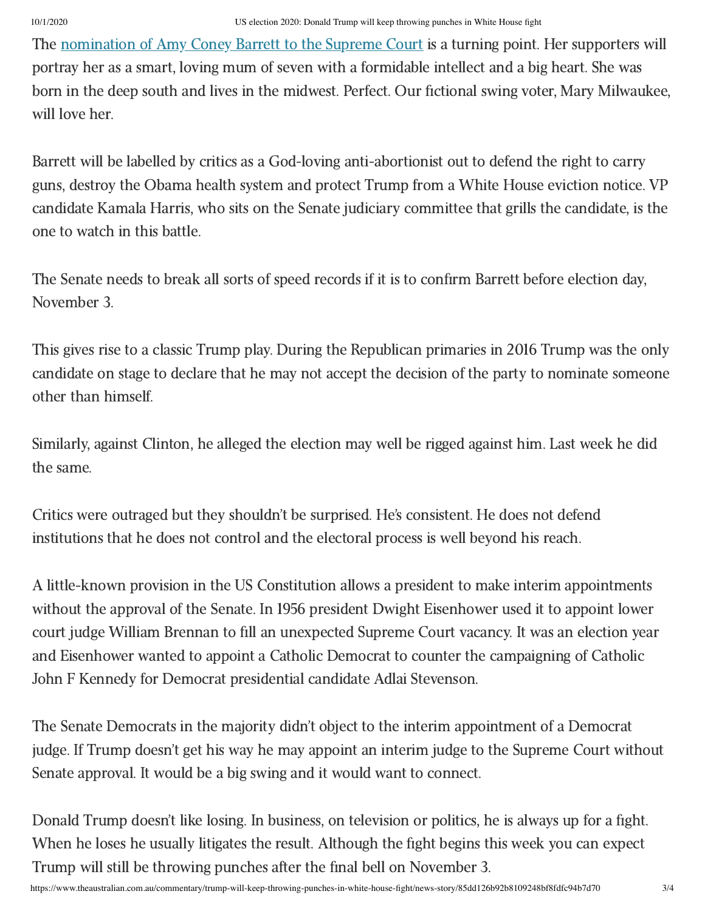The [nomination of Amy Coney Barrett to the Supreme Court](#) is a turning point. Her supporters will portray her as a smart, loving mum of seven with a formidable intellect and a big heart. She was born in the deep south and lives in the midwest. Perfect. Our fictional swing voter, Mary Milwaukee, will love her.

Barrett will be labelled by critics as a God-loving anti-abortionist out to defend the right to carry guns, destroy the Obama health system and protect Trump from a White House eviction notice. VP candidate Kamala Harris, who sits on the Senate judiciary committee that grills the candidate, is the one to watch in this battle.

The Senate needs to break all sorts of speed records if it is to confirm Barrett before election day, November 3.

This gives rise to a classic Trump play. During the Republican primaries in 2016 Trump was the only candidate on stage to declare that he may not accept the decision of the party to nominate someone other than himself.

Similarly, against Clinton, he alleged the election may well be rigged against him. Last week he did the same.

Critics were outraged but they shouldn't be surprised. He's consistent. He does not defend institutions that he does not control and the electoral process is well beyond his reach.

A little-known provision in the US Constitution allows a president to make interim appointments without the approval of the Senate. In 1956 president Dwight Eisenhower used it to appoint lower court judge William Brennan to fill an unexpected Supreme Court vacancy. It was an election year and Eisenhower wanted to appoint a Catholic Democrat to counter the campaigning of Catholic John F Kennedy for Democrat presidential candidate Adlai Stevenson.

The Senate Democrats in the majority didn't object to the interim appointment of a Democrat judge. If Trump doesn't get his way he may appoint an interim judge to the Supreme Court without Senate approval. It would be a big swing and it would want to connect.

Donald Trump doesn't like losing. In business, on television or politics, he is always up for a fight. When he loses he usually litigates the result. Although the fight begins this week you can expect Trump will still be throwing punches after the final bell on November 3.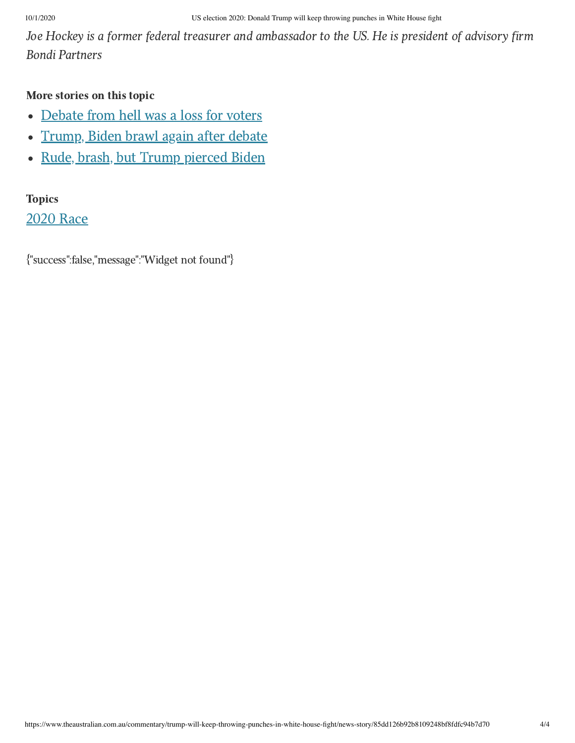*Joe Hockey is a former federal treasurer and ambassador to the US. He is president of advisory firm Bondi Partners*

**More stories on this topic**

- Debate from hell was a loss for voters
- Trump, Biden brawl again after debate
- Rude, brash, but Trump pierced Biden

**Topics**

2020 Race

{"success":false,"message":"Widget not found"}